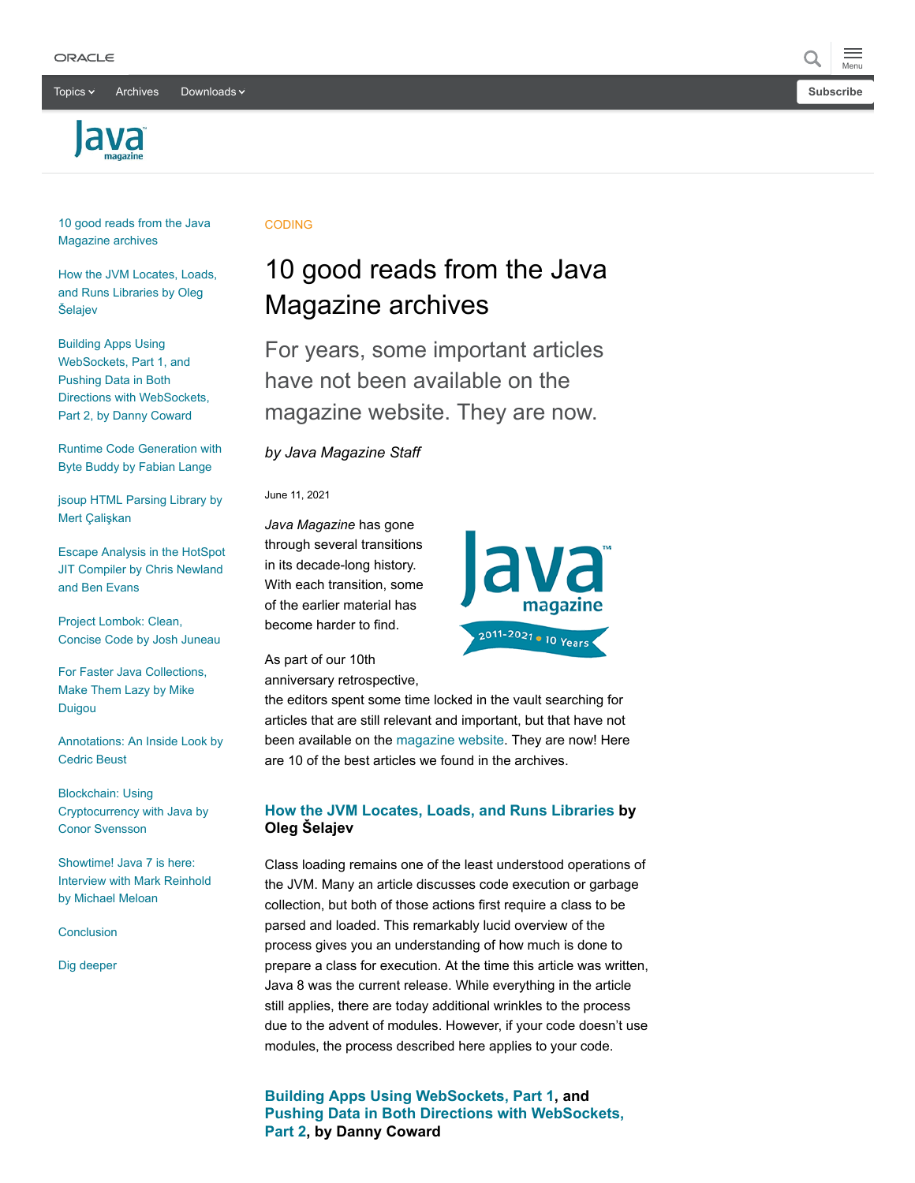10 good reads from the Java Magazine archives

How the JVM Locates, Loads, and Runs Libraries by Oleg Šelajev

Building Apps Using WebSockets, Part 1, and Pushing Data in Both Directions with WebSockets, Part 2, by Danny Coward

Runtime Code Generation with Byte Buddy by Fabian Lange

jsoup HTML Parsing Library by Mert Çalişkan

Escape Analysis in the HotSpot JIT Compiler by Chris Newland and Ben Evans

Project Lombok: Clean, Concise Code by Josh Juneau

For Faster Java Collections, Make Them Lazy by Mike Duigou

Annotations: An Inside Look by Cedric Beust

Blockchain: Using Cryptocurrency with Java by Conor Svensson

Showtime! Java 7 is here: Interview with Mark Reinhold by Michael Meloan

Conclusion

Dig deeper

CODING

# 10 good reads from the Java Magazine archives

## For years, some important articles have not been available on the magazine website. They are now.

*by Java Magazine Staff*

June 11, 2021

*Java Magazine* has gone through several transitions in its decade-long history. With each transition, some of the earlier material has become harder to find.

As part of our 10th anniversary retrospective, the editors spent some time locked in the vault searching for articles that are still relevant and important, but that have not been available on the magazine website. They are now! Here are 10 of the best articles we found in the archives.

### How the JVM Locates, Loads, and Runs Libraries by Oleg Šelajev

Class loading remains one of the least understood operations of the JVM. Many an article discusses code execution or garbage collection, but both of those actions first require a class to be parsed and loaded. This remarkably lucid overview of the process gives you an understanding of how much is done to prepare a class for execution. At the time this article was written, Java 8 was the current release. While everything in the article still applies, there are today additional wrinkles to the process due to the advent of modules. However, if your code doesn't use modules, the process described here applies to your code.

### Building Apps Using WebSockets, Part 1, and Pushing Data in Both Directions with WebSockets, Part 2, by Danny Coward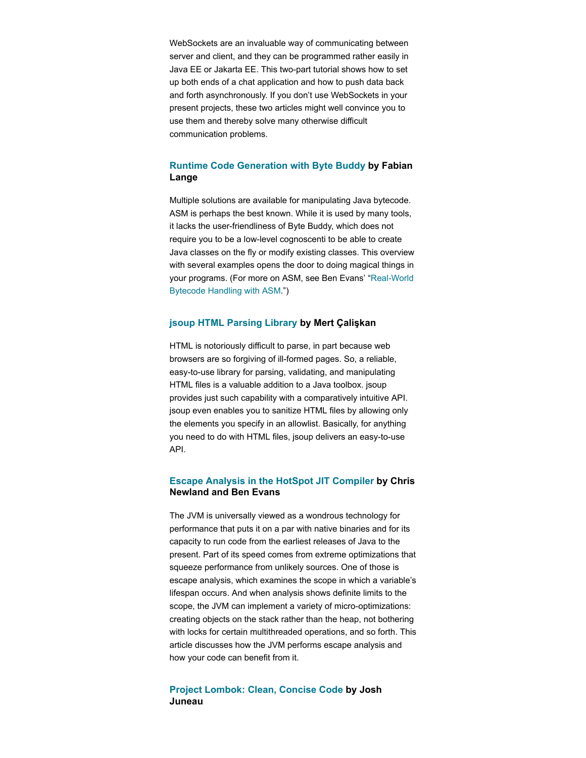WebSockets are an invaluable way of communicating between server and client, and they can be programmed rather easily in Java EE or Jakarta EE. This two-part tutorial shows how to set up both ends of a chat application and how to push data back and forth asynchronously. If you don't use WebSockets in your present projects, these two articles might well convince you to use them and thereby solve many otherwise difficult communication problems.

### Runtime Code Generation with Byte Buddy by Fabian Lange

Multiple solutions are available for manipulating Java bytecode. ASM is perhaps the best known. While it is used by many tools, it lacks the user-friendliness of Byte Buddy, which does not require you to be a low-level cognoscenti to be able to create Java classes on the fly or modify existing classes. This overview with several examples opens the door to doing magical things in your programs. (For more on ASM, see Ben Evans' "Real-World Bytecode Handling with ASM.")

### jsoup HTML Parsing Library by Mert Çalişkan

HTML is notoriously difficult to parse, in part because web browsers are so forgiving of ill-formed pages. So, a reliable, easy-to-use library for parsing, validating, and manipulating HTML files is a valuable addition to a Java toolbox. jsoup provides just such capability with a comparatively intuitive API. jsoup even enables you to sanitize HTML files by allowing only the elements you specify in an allowlist. Basically, for anything you need to do with HTML files, jsoup delivers an easy-to-use API.

### Escape Analysis in the HotSpot JIT Compiler by Chris Newland and Ben Evans

The JVM is universally viewed as a wondrous technology for performance that puts it on a par with native binaries and for its capacity to run code from the earliest releases of Java to the present. Part of its speed comes from extreme optimizations that squeeze performance from unlikely sources. One of those is escape analysis, which examines the scope in which a variable's lifespan occurs. And when analysis shows definite limits to the scope, the JVM can implement a variety of micro-optimizations: creating objects on the stack rather than the heap, not bothering with locks for certain multithreaded operations, and so forth. This article discusses how the JVM performs escape analysis and how your code can benefit from it.

### Project Lombok: Clean, Concise Code by Josh Juneau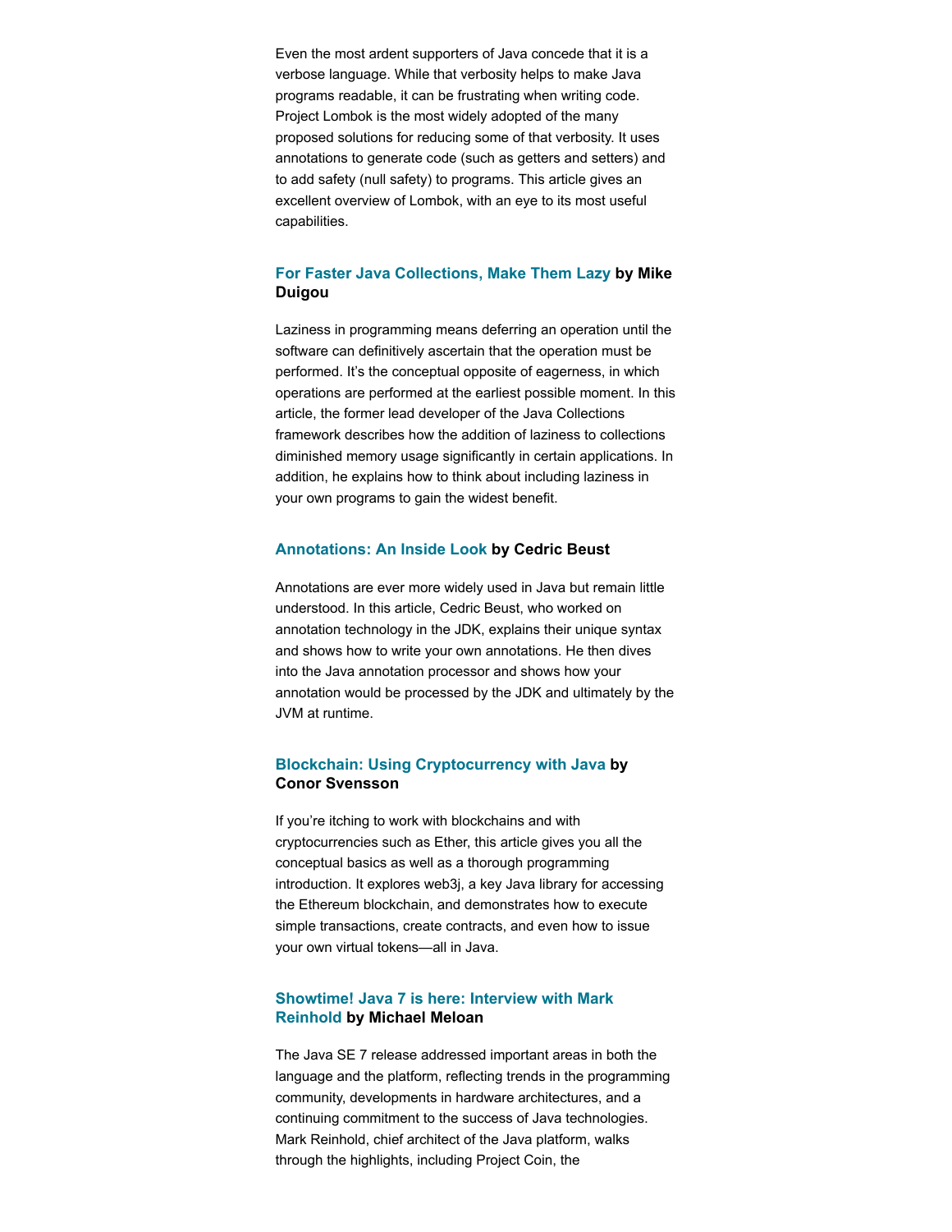Even the most ardent supporters of Java concede that it is a verbose language. While that verbosity helps to make Java programs readable, it can be frustrating when writing code. Project Lombok is the most widely adopted of the many proposed solutions for reducing some of that verbosity. It uses annotations to generate code (such as getters and setters) and to add safety (null safety) to programs. This article gives an excellent overview of Lombok, with an eye to its most useful capabilities.

### For Faster Java Collections, Make Them Lazy **by Mike Duigou**

Laziness in programming means deferring an operation until the software can definitively ascertain that the operation must be performed. It's the conceptual opposite of eagerness, in which operations are performed at the earliest possible moment. In this article, the former lead developer of the Java Collections framework describes how the addition of laziness to collections diminished memory usage significantly in certain applications. In addition, he explains how to think about including laziness in your own programs to gain the widest benefit.

### Annotations: An Inside Look **by Cedric Beust**

Annotations are ever more widely used in Java but remain little understood. In this article, Cedric Beust, who worked on annotation technology in the JDK, explains their unique syntax and shows how to write your own annotations. He then dives into the Java annotation processor and shows how your annotation would be processed by the JDK and ultimately by the JVM at runtime.

### Blockchain: Using Cryptocurrency with Java **by Conor Svensson**

If you're itching to work with blockchains and with cryptocurrencies such as Ether, this article gives you all the conceptual basics as well as a thorough programming introduction. It explores web3j, a key Java library for accessing the Ethereum blockchain, and demonstrates how to execute simple transactions, create contracts, and even how to issue your own virtual tokens—all in Java.

### Showtime! Java 7 is here: Interview with Mark Reinhold **by Michael Meloan**

The Java SE 7 release addressed important areas in both the language and the platform, reflecting trends in the programming community, developments in hardware architectures, and a continuing commitment to the success of Java technologies. Mark Reinhold, chief architect of the Java platform, walks through the highlights, including Project Coin, the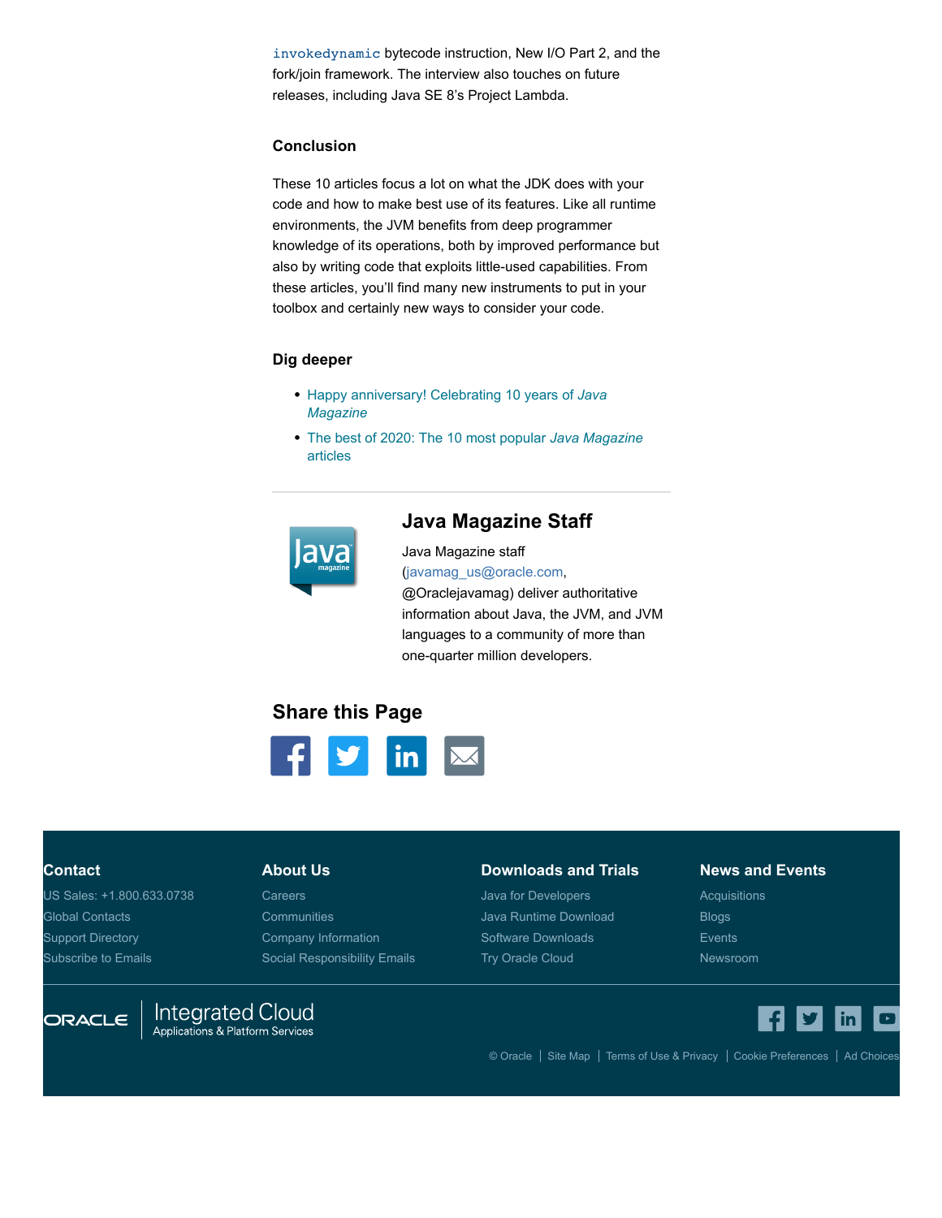`invokedynamic` bytecode instruction, New I/O Part 2, and the fork/join framework. The interview also touches on future releases, including Java SE 8's Project Lambda.

### Conclusion

These 10 articles focus a lot on what the JDK does with your code and how to make best use of its features. Like all runtime environments, the JVM benefits from deep programmer knowledge of its operations, both by improved performance but also by writing code that exploits little-used capabilities. From these articles, you'll find many new instruments to put in your toolbox and certainly new ways to consider your code.

### Dig deeper

- Happy anniversary! Celebrating 10 years of *Java Magazine*
- The best of 2020: The 10 most popular *Java Magazine* articles

## Java Magazine Staff

Java Magazine staff (javamag_us@oracle.com, @Oraclejavamag) deliver authoritative information about Java, the JVM, and JVM languages to a community of more than one-quarter million developers.

## Share this Page

**Contact**
US Sales: +1.800.633.0738
Global Contacts
Support Directory
Subscribe to Emails

**About Us**
Careers
Communities
Company Information
Social Responsibility Emails

**Downloads and Trials**
Java for Developers
Java Runtime Download
Software Downloads
Try Oracle Cloud

**News and Events**
Acquisitions
Blogs
Events
Newsroom

ORACLE Integrated Cloud
Applications & Platform Services

© Oracle | Site Map | Terms of Use & Privacy | Cookie Preferences | Ad Choices